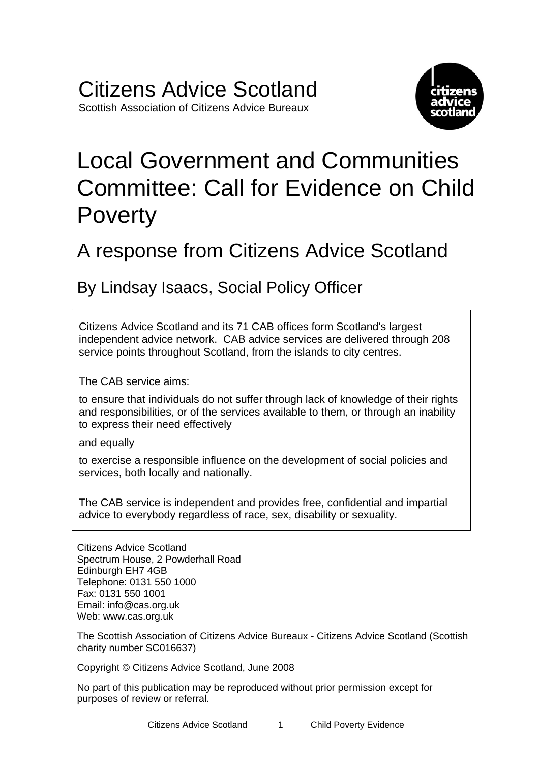# Citizens Advice Scotland

Scottish Association of Citizens Advice Bureaux

# Local Government and Communities Committee: Call for Evidence on Child Poverty

## A response from Citizens Advice Scotland

### By Lindsay Isaacs, Social Policy Officer

Citizens Advice Scotland and its 71 CAB offices form Scotland's largest independent advice network. CAB advice services are delivered through 208 service points throughout Scotland, from the islands to city centres.

The CAB service aims:

to ensure that individuals do not suffer through lack of knowledge of their rights and responsibilities, or of the services available to them, or through an inability to express their need effectively

and equally

to exercise a responsible influence on the development of social policies and services, both locally and nationally.

The CAB service is independent and provides free, confidential and impartial advice to everybody regardless of race, sex, disability or sexuality.

Citizens Advice Scotland
Spectrum House, 2 Powderhall Road
Edinburgh EH7 4GB
Telephone: 0131 550 1000
Fax: 0131 550 1001
Email: info@cas.org.uk
Web: www.cas.org.uk

The Scottish Association of Citizens Advice Bureaux - Citizens Advice Scotland (Scottish charity number SC016637)

Copyright © Citizens Advice Scotland, June 2008

No part of this publication may be reproduced without prior permission except for purposes of review or referral.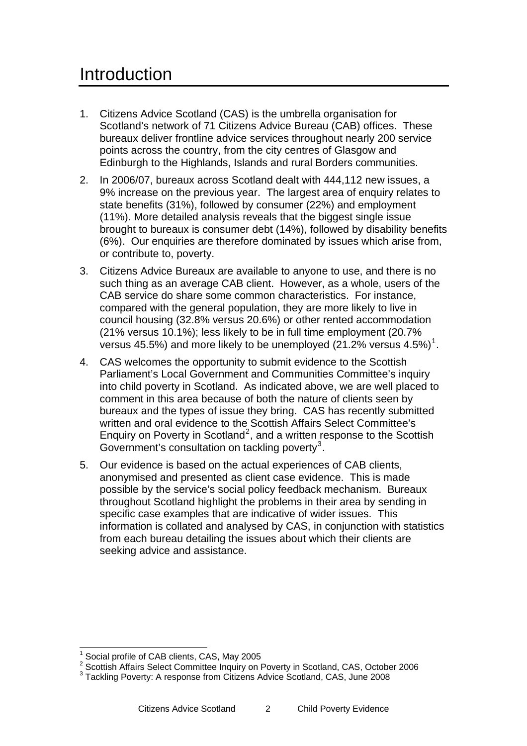# Introduction

1. Citizens Advice Scotland (CAS) is the umbrella organisation for Scotland's network of 71 Citizens Advice Bureau (CAB) offices. These bureaux deliver frontline advice services throughout nearly 200 service points across the country, from the city centres of Glasgow and Edinburgh to the Highlands, Islands and rural Borders communities.

2. In 2006/07, bureaux across Scotland dealt with 444,112 new issues, a 9% increase on the previous year. The largest area of enquiry relates to state benefits (31%), followed by consumer (22%) and employment (11%). More detailed analysis reveals that the biggest single issue brought to bureaux is consumer debt (14%), followed by disability benefits (6%). Our enquiries are therefore dominated by issues which arise from, or contribute to, poverty.

3. Citizens Advice Bureaux are available to anyone to use, and there is no such thing as an average CAB client. However, as a whole, users of the CAB service do share some common characteristics. For instance, compared with the general population, they are more likely to live in council housing (32.8% versus 20.6%) or other rented accommodation (21% versus 10.1%); less likely to be in full time employment (20.7% versus 45.5%) and more likely to be unemployed (21.2% versus 4.5%)[1].

4. CAS welcomes the opportunity to submit evidence to the Scottish Parliament's Local Government and Communities Committee's inquiry into child poverty in Scotland. As indicated above, we are well placed to comment in this area because of both the nature of clients seen by bureaux and the types of issue they bring. CAS has recently submitted written and oral evidence to the Scottish Affairs Select Committee's Enquiry on Poverty in Scotland[2], and a written response to the Scottish Government's consultation on tackling poverty[3].

5. Our evidence is based on the actual experiences of CAB clients, anonymised and presented as client case evidence. This is made possible by the service's social policy feedback mechanism. Bureaux throughout Scotland highlight the problems in their area by sending in specific case examples that are indicative of wider issues. This information is collated and analysed by CAS, in conjunction with statistics from each bureau detailing the issues about which their clients are seeking advice and assistance.

---

[1] Social profile of CAB clients, CAS, May 2005

[2] Scottish Affairs Select Committee Inquiry on Poverty in Scotland, CAS, October 2006

[3] Tackling Poverty: A response from Citizens Advice Scotland, CAS, June 2008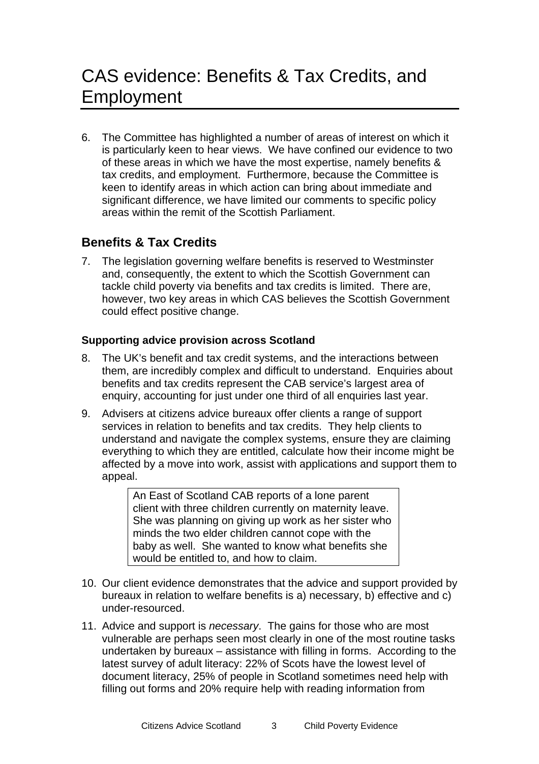# CAS evidence: Benefits & Tax Credits, and Employment

6. The Committee has highlighted a number of areas of interest on which it is particularly keen to hear views. We have confined our evidence to two of these areas in which we have the most expertise, namely benefits & tax credits, and employment. Furthermore, because the Committee is keen to identify areas in which action can bring about immediate and significant difference, we have limited our comments to specific policy areas within the remit of the Scottish Parliament.

## Benefits & Tax Credits

7. The legislation governing welfare benefits is reserved to Westminster and, consequently, the extent to which the Scottish Government can tackle child poverty via benefits and tax credits is limited. There are, however, two key areas in which CAS believes the Scottish Government could effect positive change.

### Supporting advice provision across Scotland

8. The UK's benefit and tax credit systems, and the interactions between them, are incredibly complex and difficult to understand. Enquiries about benefits and tax credits represent the CAB service's largest area of enquiry, accounting for just under one third of all enquiries last year.

9. Advisers at citizens advice bureaux offer clients a range of support services in relation to benefits and tax credits. They help clients to understand and navigate the complex systems, ensure they are claiming everything to which they are entitled, calculate how their income might be affected by a move into work, assist with applications and support them to appeal.

> An East of Scotland CAB reports of a lone parent client with three children currently on maternity leave. She was planning on giving up work as her sister who minds the two elder children cannot cope with the baby as well. She wanted to know what benefits she would be entitled to, and how to claim.

10. Our client evidence demonstrates that the advice and support provided by bureaux in relation to welfare benefits is a) necessary, b) effective and c) under-resourced.

11. Advice and support is *necessary*. The gains for those who are most vulnerable are perhaps seen most clearly in one of the most routine tasks undertaken by bureaux – assistance with filling in forms. According to the latest survey of adult literacy: 22% of Scots have the lowest level of document literacy, 25% of people in Scotland sometimes need help with filling out forms and 20% require help with reading information from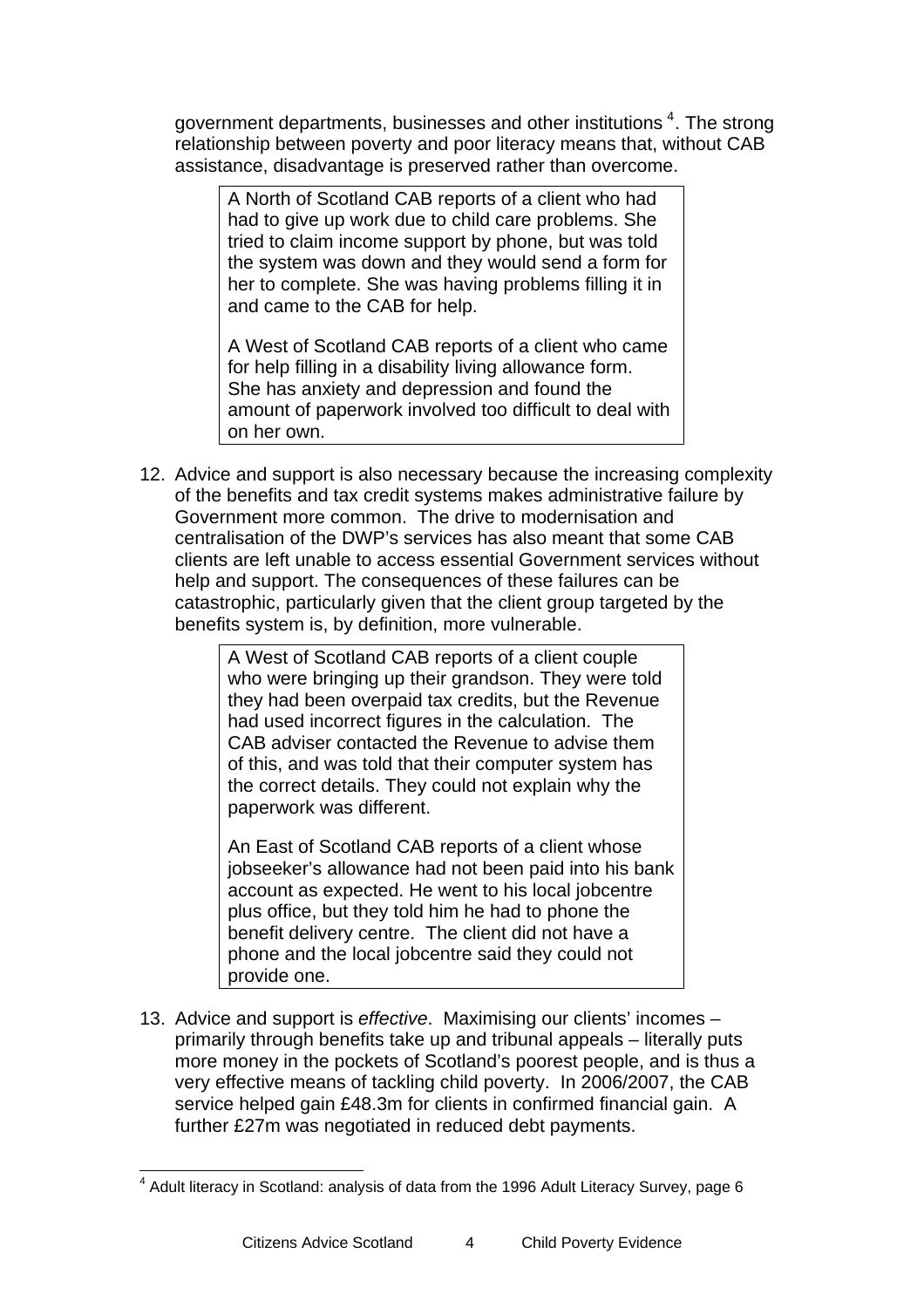government departments, businesses and other institutions [4]. The strong relationship between poverty and poor literacy means that, without CAB assistance, disadvantage is preserved rather than overcome.

> A North of Scotland CAB reports of a client who had had to give up work due to child care problems. She tried to claim income support by phone, but was told the system was down and they would send a form for her to complete. She was having problems filling it in and came to the CAB for help.
>
> A West of Scotland CAB reports of a client who came for help filling in a disability living allowance form. She has anxiety and depression and found the amount of paperwork involved too difficult to deal with on her own.

12. Advice and support is also necessary because the increasing complexity of the benefits and tax credit systems makes administrative failure by Government more common. The drive to modernisation and centralisation of the DWP's services has also meant that some CAB clients are left unable to access essential Government services without help and support. The consequences of these failures can be catastrophic, particularly given that the client group targeted by the benefits system is, by definition, more vulnerable.

> A West of Scotland CAB reports of a client couple who were bringing up their grandson. They were told they had been overpaid tax credits, but the Revenue had used incorrect figures in the calculation. The CAB adviser contacted the Revenue to advise them of this, and was told that their computer system has the correct details. They could not explain why the paperwork was different.
>
> An East of Scotland CAB reports of a client whose jobseeker's allowance had not been paid into his bank account as expected. He went to his local jobcentre plus office, but they told him he had to phone the benefit delivery centre. The client did not have a phone and the local jobcentre said they could not provide one.

13. Advice and support is *effective*. Maximising our clients' incomes – primarily through benefits take up and tribunal appeals – literally puts more money in the pockets of Scotland's poorest people, and is thus a very effective means of tackling child poverty. In 2006/2007, the CAB service helped gain £48.3m for clients in confirmed financial gain. A further £27m was negotiated in reduced debt payments.

---

[4] Adult literacy in Scotland: analysis of data from the 1996 Adult Literacy Survey, page 6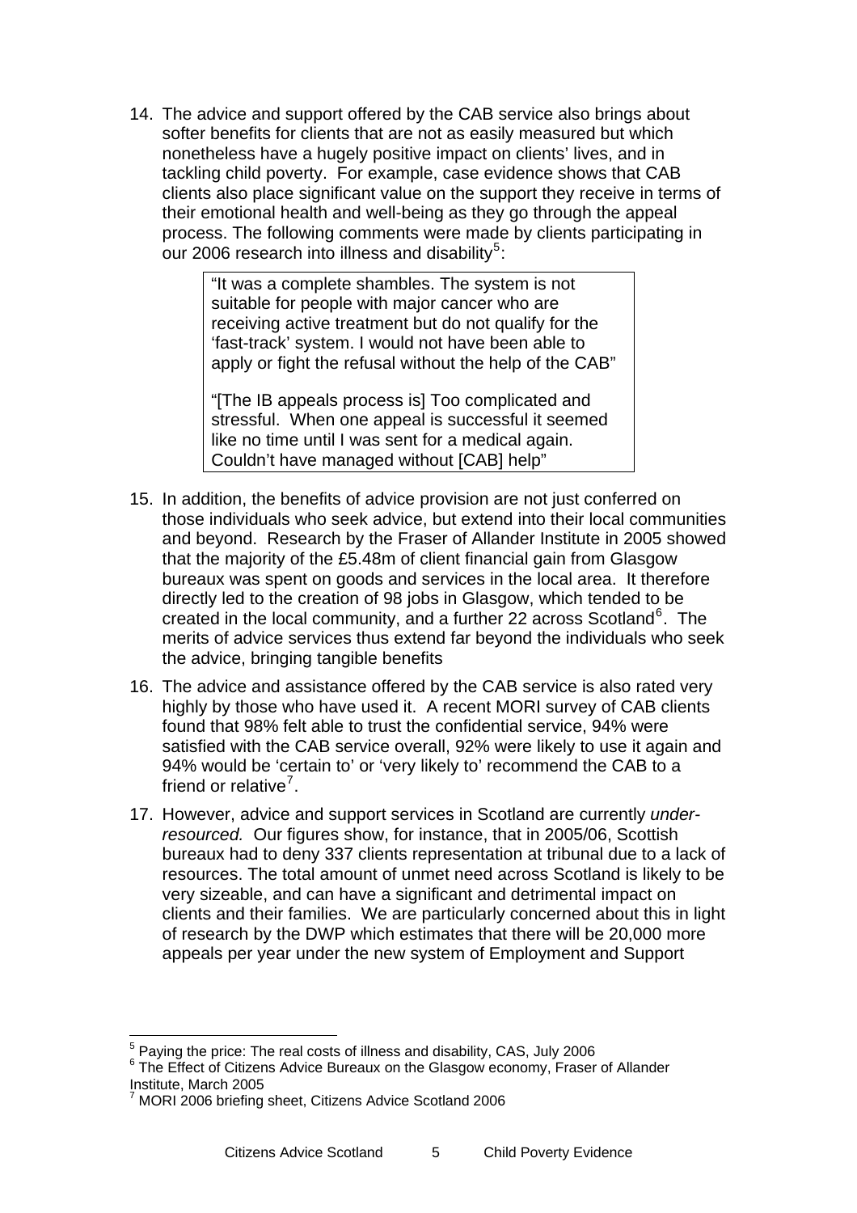14. The advice and support offered by the CAB service also brings about softer benefits for clients that are not as easily measured but which nonetheless have a hugely positive impact on clients' lives, and in tackling child poverty. For example, case evidence shows that CAB clients also place significant value on the support they receive in terms of their emotional health and well-being as they go through the appeal process. The following comments were made by clients participating in our 2006 research into illness and disability[5]:

> "It was a complete shambles. The system is not suitable for people with major cancer who are receiving active treatment but do not qualify for the 'fast-track' system. I would not have been able to apply or fight the refusal without the help of the CAB"
>
> "[The IB appeals process is] Too complicated and stressful. When one appeal is successful it seemed like no time until I was sent for a medical again. Couldn't have managed without [CAB] help"

15. In addition, the benefits of advice provision are not just conferred on those individuals who seek advice, but extend into their local communities and beyond. Research by the Fraser of Allander Institute in 2005 showed that the majority of the £5.48m of client financial gain from Glasgow bureaux was spent on goods and services in the local area. It therefore directly led to the creation of 98 jobs in Glasgow, which tended to be created in the local community, and a further 22 across Scotland[6]. The merits of advice services thus extend far beyond the individuals who seek the advice, bringing tangible benefits

16. The advice and assistance offered by the CAB service is also rated very highly by those who have used it. A recent MORI survey of CAB clients found that 98% felt able to trust the confidential service, 94% were satisfied with the CAB service overall, 92% were likely to use it again and 94% would be 'certain to' or 'very likely to' recommend the CAB to a friend or relative[7].

17. However, advice and support services in Scotland are currently *under-resourced.* Our figures show, for instance, that in 2005/06, Scottish bureaux had to deny 337 clients representation at tribunal due to a lack of resources. The total amount of unmet need across Scotland is likely to be very sizeable, and can have a significant and detrimental impact on clients and their families. We are particularly concerned about this in light of research by the DWP which estimates that there will be 20,000 more appeals per year under the new system of Employment and Support

---

[5] Paying the price: The real costs of illness and disability, CAS, July 2006

[6] The Effect of Citizens Advice Bureaux on the Glasgow economy, Fraser of Allander Institute, March 2005

[7] MORI 2006 briefing sheet, Citizens Advice Scotland 2006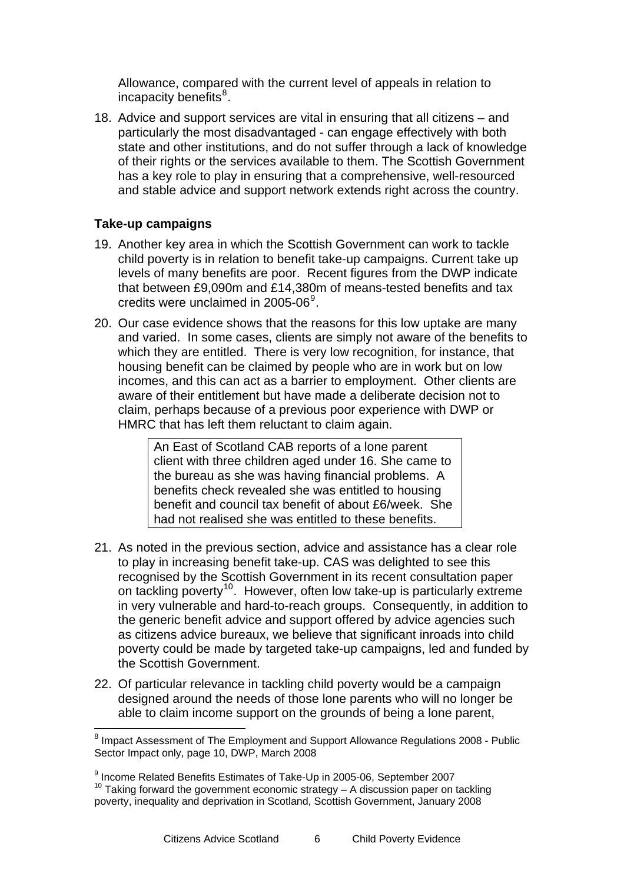Allowance, compared with the current level of appeals in relation to incapacity benefits[8].

18. Advice and support services are vital in ensuring that all citizens – and particularly the most disadvantaged - can engage effectively with both state and other institutions, and do not suffer through a lack of knowledge of their rights or the services available to them. The Scottish Government has a key role to play in ensuring that a comprehensive, well-resourced and stable advice and support network extends right across the country.

**Take-up campaigns**

19. Another key area in which the Scottish Government can work to tackle child poverty is in relation to benefit take-up campaigns. Current take up levels of many benefits are poor. Recent figures from the DWP indicate that between £9,090m and £14,380m of means-tested benefits and tax credits were unclaimed in 2005-06[9].

20. Our case evidence shows that the reasons for this low uptake are many and varied. In some cases, clients are simply not aware of the benefits to which they are entitled. There is very low recognition, for instance, that housing benefit can be claimed by people who are in work but on low incomes, and this can act as a barrier to employment. Other clients are aware of their entitlement but have made a deliberate decision not to claim, perhaps because of a previous poor experience with DWP or HMRC that has left them reluctant to claim again.

> An East of Scotland CAB reports of a lone parent client with three children aged under 16. She came to the bureau as she was having financial problems. A benefits check revealed she was entitled to housing benefit and council tax benefit of about £6/week. She had not realised she was entitled to these benefits.

21. As noted in the previous section, advice and assistance has a clear role to play in increasing benefit take-up. CAS was delighted to see this recognised by the Scottish Government in its recent consultation paper on tackling poverty[10]. However, often low take-up is particularly extreme in very vulnerable and hard-to-reach groups. Consequently, in addition to the generic benefit advice and support offered by advice agencies such as citizens advice bureaux, we believe that significant inroads into child poverty could be made by targeted take-up campaigns, led and funded by the Scottish Government.

22. Of particular relevance in tackling child poverty would be a campaign designed around the needs of those lone parents who will no longer be able to claim income support on the grounds of being a lone parent,

---

[8] Impact Assessment of The Employment and Support Allowance Regulations 2008 - Public Sector Impact only, page 10, DWP, March 2008

[9] Income Related Benefits Estimates of Take-Up in 2005-06, September 2007

[10] Taking forward the government economic strategy – A discussion paper on tackling poverty, inequality and deprivation in Scotland, Scottish Government, January 2008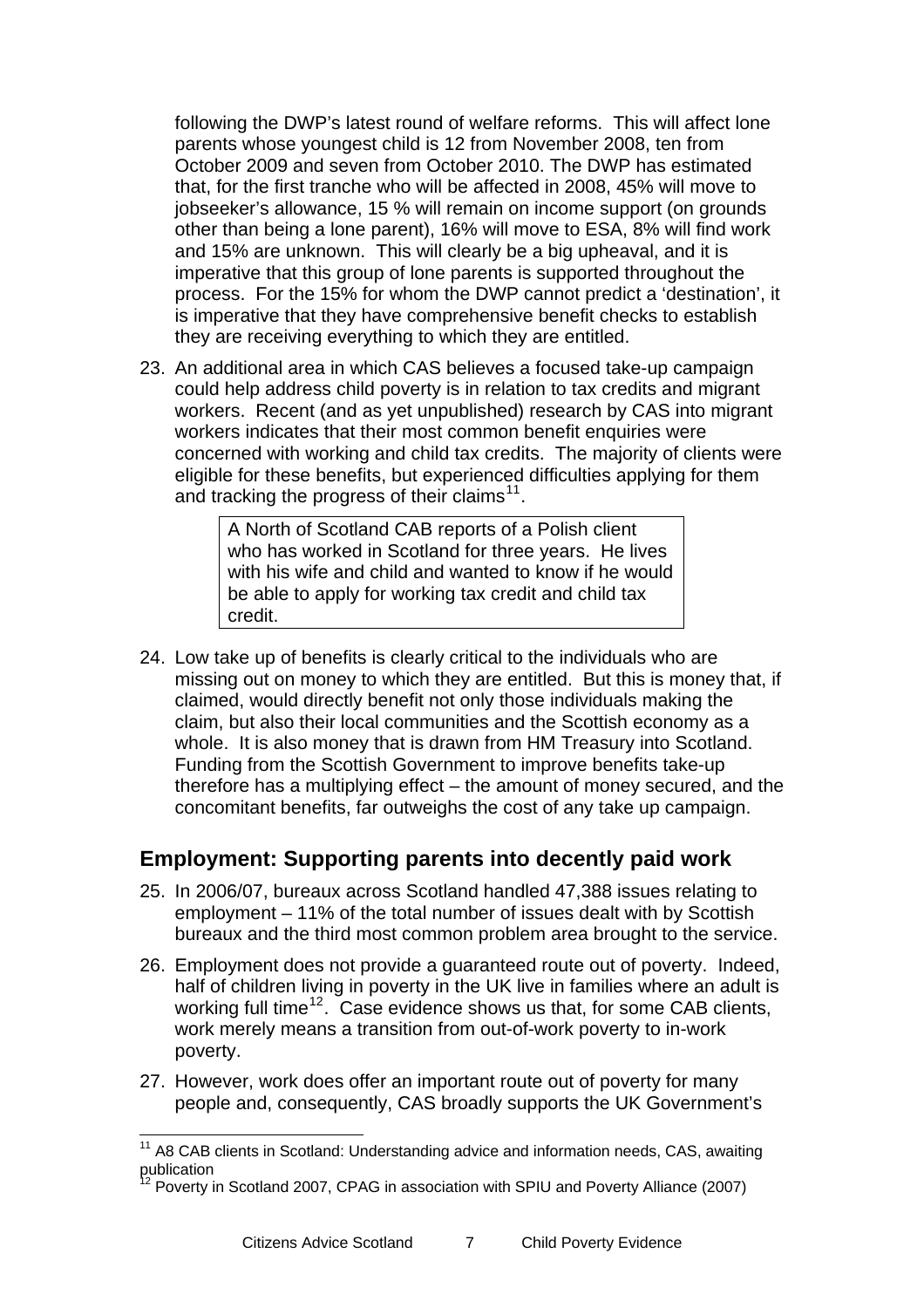following the DWP's latest round of welfare reforms. This will affect lone parents whose youngest child is 12 from November 2008, ten from October 2009 and seven from October 2010. The DWP has estimated that, for the first tranche who will be affected in 2008, 45% will move to jobseeker's allowance, 15 % will remain on income support (on grounds other than being a lone parent), 16% will move to ESA, 8% will find work and 15% are unknown. This will clearly be a big upheaval, and it is imperative that this group of lone parents is supported throughout the process. For the 15% for whom the DWP cannot predict a 'destination', it is imperative that they have comprehensive benefit checks to establish they are receiving everything to which they are entitled.

23. An additional area in which CAS believes a focused take-up campaign could help address child poverty is in relation to tax credits and migrant workers. Recent (and as yet unpublished) research by CAS into migrant workers indicates that their most common benefit enquiries were concerned with working and child tax credits. The majority of clients were eligible for these benefits, but experienced difficulties applying for them and tracking the progress of their claims[11].

> A North of Scotland CAB reports of a Polish client who has worked in Scotland for three years. He lives with his wife and child and wanted to know if he would be able to apply for working tax credit and child tax credit.

24. Low take up of benefits is clearly critical to the individuals who are missing out on money to which they are entitled. But this is money that, if claimed, would directly benefit not only those individuals making the claim, but also their local communities and the Scottish economy as a whole. It is also money that is drawn from HM Treasury into Scotland. Funding from the Scottish Government to improve benefits take-up therefore has a multiplying effect – the amount of money secured, and the concomitant benefits, far outweighs the cost of any take up campaign.

## Employment: Supporting parents into decently paid work

25. In 2006/07, bureaux across Scotland handled 47,388 issues relating to employment – 11% of the total number of issues dealt with by Scottish bureaux and the third most common problem area brought to the service.

26. Employment does not provide a guaranteed route out of poverty. Indeed, half of children living in poverty in the UK live in families where an adult is working full time[12]. Case evidence shows us that, for some CAB clients, work merely means a transition from out-of-work poverty to in-work poverty.

27. However, work does offer an important route out of poverty for many people and, consequently, CAS broadly supports the UK Government's

---

[11] A8 CAB clients in Scotland: Understanding advice and information needs, CAS, awaiting publication

[12] Poverty in Scotland 2007, CPAG in association with SPIU and Poverty Alliance (2007)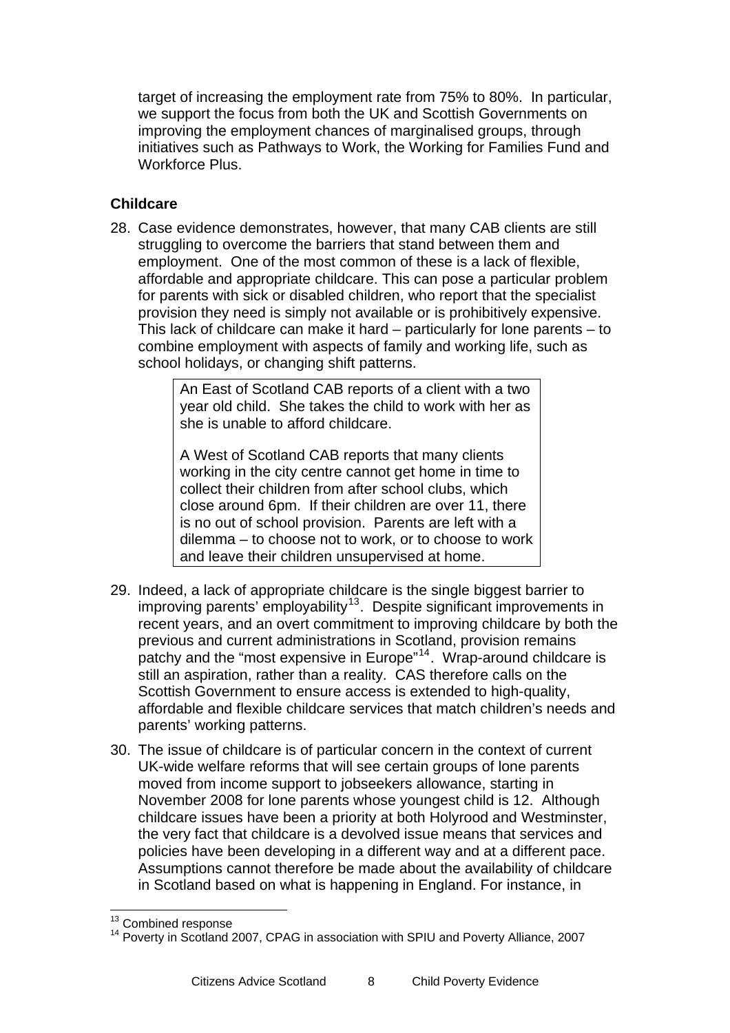target of increasing the employment rate from 75% to 80%. In particular, we support the focus from both the UK and Scottish Governments on improving the employment chances of marginalised groups, through initiatives such as Pathways to Work, the Working for Families Fund and Workforce Plus.

### Childcare

28. Case evidence demonstrates, however, that many CAB clients are still struggling to overcome the barriers that stand between them and employment. One of the most common of these is a lack of flexible, affordable and appropriate childcare. This can pose a particular problem for parents with sick or disabled children, who report that the specialist provision they need is simply not available or is prohibitively expensive. This lack of childcare can make it hard – particularly for lone parents – to combine employment with aspects of family and working life, such as school holidays, or changing shift patterns.

> An East of Scotland CAB reports of a client with a two year old child. She takes the child to work with her as she is unable to afford childcare.
>
> A West of Scotland CAB reports that many clients working in the city centre cannot get home in time to collect their children from after school clubs, which close around 6pm. If their children are over 11, there is no out of school provision. Parents are left with a dilemma – to choose not to work, or to choose to work and leave their children unsupervised at home.

29. Indeed, a lack of appropriate childcare is the single biggest barrier to improving parents' employability[13]. Despite significant improvements in recent years, and an overt commitment to improving childcare by both the previous and current administrations in Scotland, provision remains patchy and the "most expensive in Europe"[14]. Wrap-around childcare is still an aspiration, rather than a reality. CAS therefore calls on the Scottish Government to ensure access is extended to high-quality, affordable and flexible childcare services that match children's needs and parents' working patterns.

30. The issue of childcare is of particular concern in the context of current UK-wide welfare reforms that will see certain groups of lone parents moved from income support to jobseekers allowance, starting in November 2008 for lone parents whose youngest child is 12. Although childcare issues have been a priority at both Holyrood and Westminster, the very fact that childcare is a devolved issue means that services and policies have been developing in a different way and at a different pace. Assumptions cannot therefore be made about the availability of childcare in Scotland based on what is happening in England. For instance, in

---

[13] Combined response

[14] Poverty in Scotland 2007, CPAG in association with SPIU and Poverty Alliance, 2007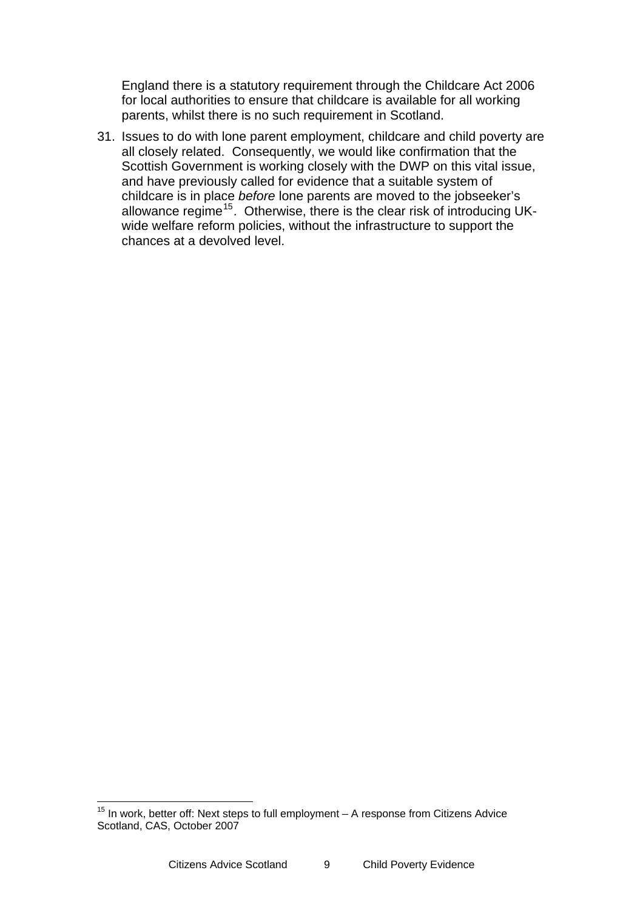England there is a statutory requirement through the Childcare Act 2006 for local authorities to ensure that childcare is available for all working parents, whilst there is no such requirement in Scotland.

31. Issues to do with lone parent employment, childcare and child poverty are all closely related. Consequently, we would like confirmation that the Scottish Government is working closely with the DWP on this vital issue, and have previously called for evidence that a suitable system of childcare is in place *before* lone parents are moved to the jobseeker's allowance regime[15]. Otherwise, there is the clear risk of introducing UK-wide welfare reform policies, without the infrastructure to support the chances at a devolved level.

---

[15] In work, better off: Next steps to full employment – A response from Citizens Advice Scotland, CAS, October 2007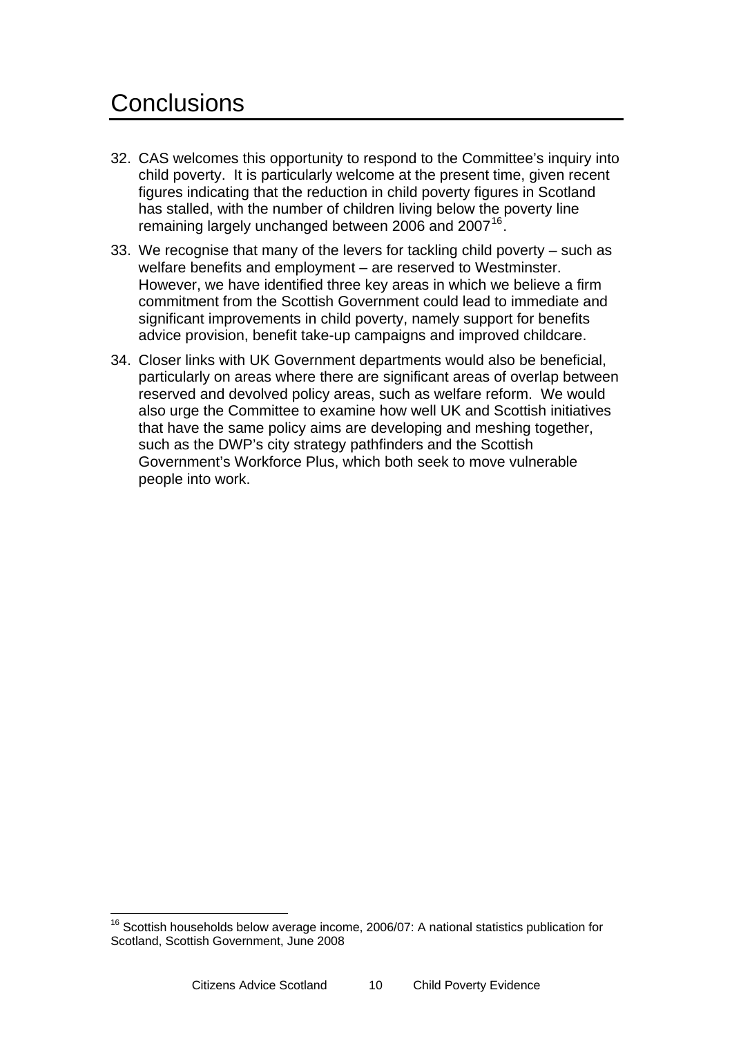# Conclusions

32. CAS welcomes this opportunity to respond to the Committee's inquiry into child poverty. It is particularly welcome at the present time, given recent figures indicating that the reduction in child poverty figures in Scotland has stalled, with the number of children living below the poverty line remaining largely unchanged between 2006 and 2007[16].

33. We recognise that many of the levers for tackling child poverty – such as welfare benefits and employment – are reserved to Westminster. However, we have identified three key areas in which we believe a firm commitment from the Scottish Government could lead to immediate and significant improvements in child poverty, namely support for benefits advice provision, benefit take-up campaigns and improved childcare.

34. Closer links with UK Government departments would also be beneficial, particularly on areas where there are significant areas of overlap between reserved and devolved policy areas, such as welfare reform. We would also urge the Committee to examine how well UK and Scottish initiatives that have the same policy aims are developing and meshing together, such as the DWP's city strategy pathfinders and the Scottish Government's Workforce Plus, which both seek to move vulnerable people into work.

---

[16] Scottish households below average income, 2006/07: A national statistics publication for Scotland, Scottish Government, June 2008